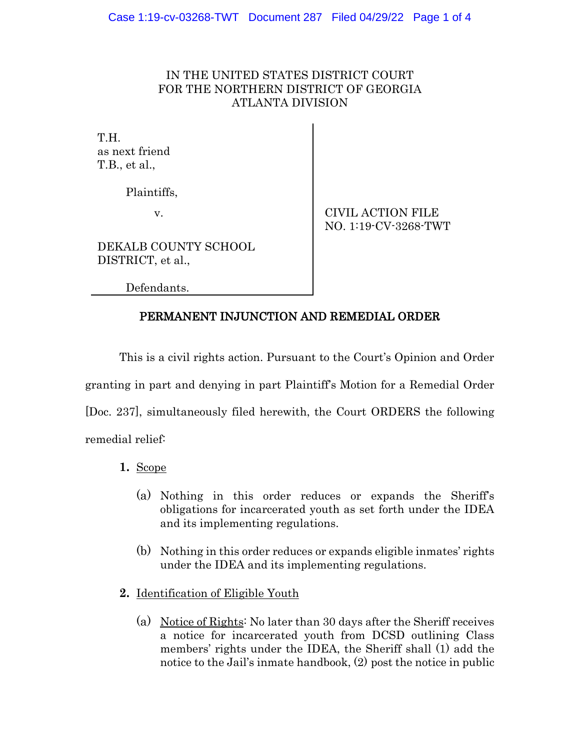IN THE UNITED STATES DISTRICT COURT
FOR THE NORTHERN DISTRICT OF GEORGIA
ATLANTA DIVISION

T.H.
as next friend
T.B., et al.,

Plaintiffs,

v.

DEKALB COUNTY SCHOOL DISTRICT, et al.,

Defendants.

CIVIL ACTION FILE
NO. 1:19-CV-3268-TWT

## PERMANENT INJUNCTION AND REMEDIAL ORDER

This is a civil rights action. Pursuant to the Court's Opinion and Order granting in part and denying in part Plaintiff's Motion for a Remedial Order [Doc. 237], simultaneously filed herewith, the Court ORDERS the following remedial relief:

1. Scope

   (a) Nothing in this order reduces or expands the Sheriff's obligations for incarcerated youth as set forth under the IDEA and its implementing regulations.

   (b) Nothing in this order reduces or expands eligible inmates' rights under the IDEA and its implementing regulations.

2. Identification of Eligible Youth

   (a) Notice of Rights: No later than 30 days after the Sheriff receives a notice for incarcerated youth from DCSD outlining Class members' rights under the IDEA, the Sheriff shall (1) add the notice to the Jail's inmate handbook, (2) post the notice in public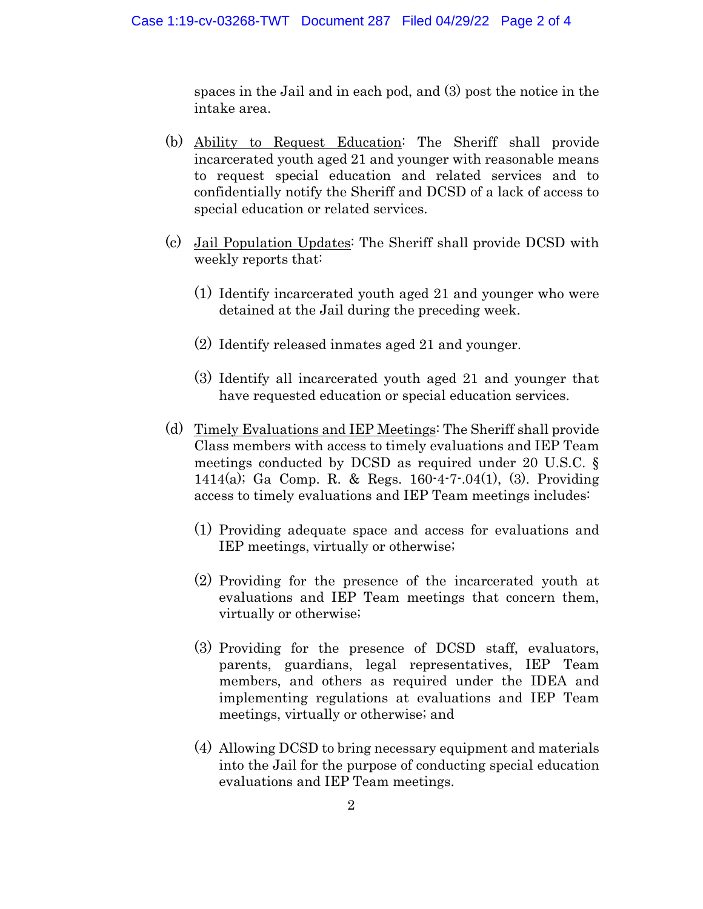spaces in the Jail and in each pod, and (3) post the notice in the intake area.

(b) <u>Ability to Request Education</u>: The Sheriff shall provide incarcerated youth aged 21 and younger with reasonable means to request special education and related services and to confidentially notify the Sheriff and DCSD of a lack of access to special education or related services.

(c) <u>Jail Population Updates</u>: The Sheriff shall provide DCSD with weekly reports that:

(1) Identify incarcerated youth aged 21 and younger who were detained at the Jail during the preceding week.

(2) Identify released inmates aged 21 and younger.

(3) Identify all incarcerated youth aged 21 and younger that have requested education or special education services.

(d) <u>Timely Evaluations and IEP Meetings</u>: The Sheriff shall provide Class members with access to timely evaluations and IEP Team meetings conducted by DCSD as required under 20 U.S.C. § 1414(a); Ga Comp. R. & Regs. 160-4-7-.04(1), (3). Providing access to timely evaluations and IEP Team meetings includes:

(1) Providing adequate space and access for evaluations and IEP meetings, virtually or otherwise;

(2) Providing for the presence of the incarcerated youth at evaluations and IEP Team meetings that concern them, virtually or otherwise;

(3) Providing for the presence of DCSD staff, evaluators, parents, guardians, legal representatives, IEP Team members, and others as required under the IDEA and implementing regulations at evaluations and IEP Team meetings, virtually or otherwise; and

(4) Allowing DCSD to bring necessary equipment and materials into the Jail for the purpose of conducting special education evaluations and IEP Team meetings.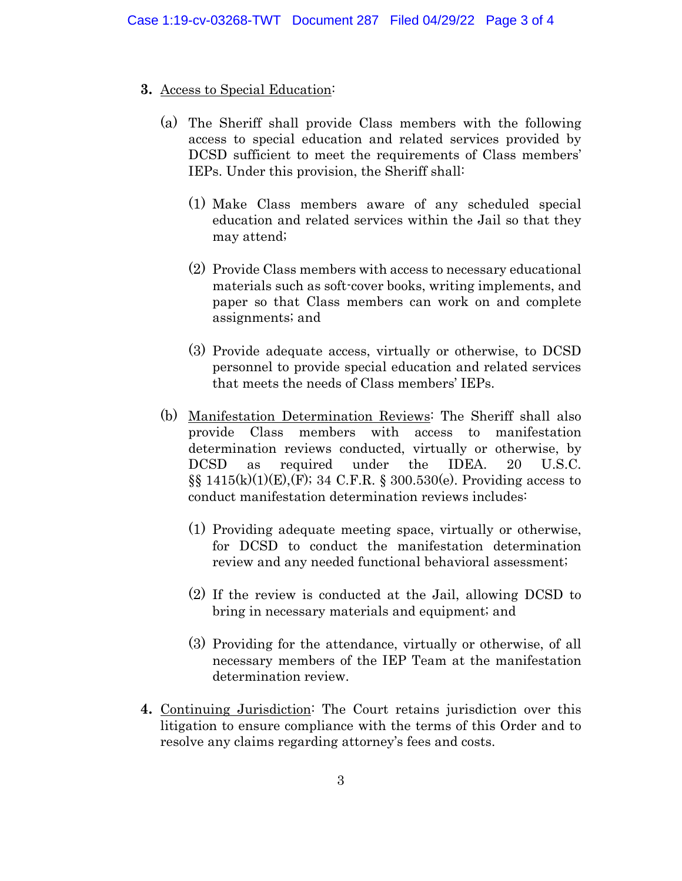**3.** Access to Special Education:

(a) The Sheriff shall provide Class members with the following access to special education and related services provided by DCSD sufficient to meet the requirements of Class members' IEPs. Under this provision, the Sheriff shall:

(1) Make Class members aware of any scheduled special education and related services within the Jail so that they may attend;

(2) Provide Class members with access to necessary educational materials such as soft-cover books, writing implements, and paper so that Class members can work on and complete assignments; and

(3) Provide adequate access, virtually or otherwise, to DCSD personnel to provide special education and related services that meets the needs of Class members' IEPs.

(b) Manifestation Determination Reviews: The Sheriff shall also provide Class members with access to manifestation determination reviews conducted, virtually or otherwise, by DCSD as required under the IDEA. 20 U.S.C. §§ 1415(k)(1)(E),(F); 34 C.F.R. § 300.530(e). Providing access to conduct manifestation determination reviews includes:

(1) Providing adequate meeting space, virtually or otherwise, for DCSD to conduct the manifestation determination review and any needed functional behavioral assessment;

(2) If the review is conducted at the Jail, allowing DCSD to bring in necessary materials and equipment; and

(3) Providing for the attendance, virtually or otherwise, of all necessary members of the IEP Team at the manifestation determination review.

**4.** Continuing Jurisdiction: The Court retains jurisdiction over this litigation to ensure compliance with the terms of this Order and to resolve any claims regarding attorney's fees and costs.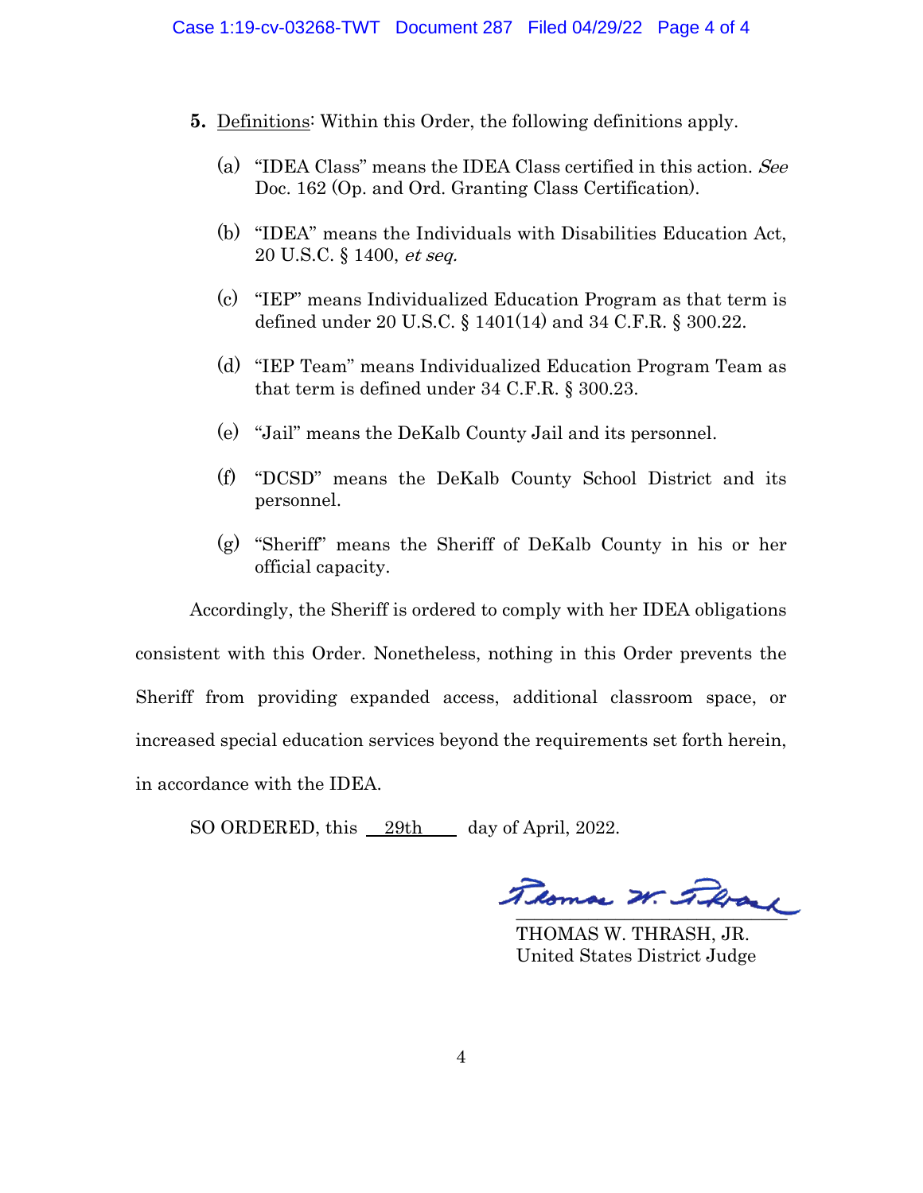**5.** Definitions: Within this Order, the following definitions apply.

(a) "IDEA Class" means the IDEA Class certified in this action. *See* Doc. 162 (Op. and Ord. Granting Class Certification).

(b) "IDEA" means the Individuals with Disabilities Education Act, 20 U.S.C. § 1400, *et seq.*

(c) "IEP" means Individualized Education Program as that term is defined under 20 U.S.C. § 1401(14) and 34 C.F.R. § 300.22.

(d) "IEP Team" means Individualized Education Program Team as that term is defined under 34 C.F.R. § 300.23.

(e) "Jail" means the DeKalb County Jail and its personnel.

(f) "DCSD" means the DeKalb County School District and its personnel.

(g) "Sheriff" means the Sheriff of DeKalb County in his or her official capacity.

Accordingly, the Sheriff is ordered to comply with her IDEA obligations consistent with this Order. Nonetheless, nothing in this Order prevents the Sheriff from providing expanded access, additional classroom space, or increased special education services beyond the requirements set forth herein, in accordance with the IDEA.

SO ORDERED, this 29th day of April, 2022.

THOMAS W. THRASH, JR.
United States District Judge